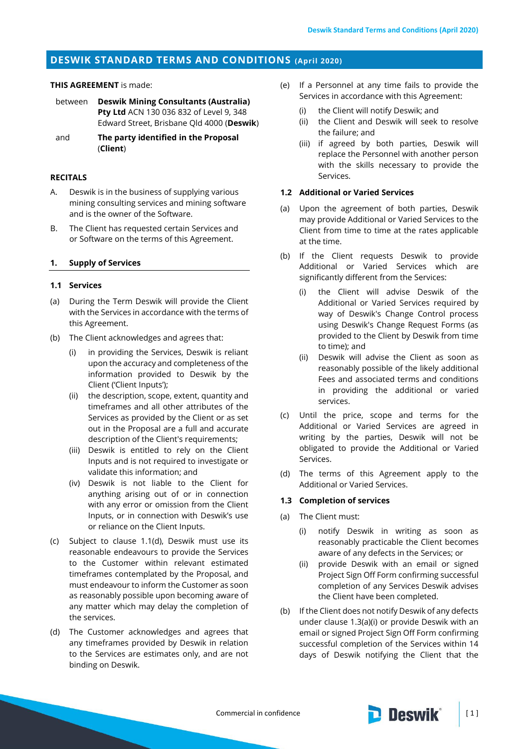# DESWIK STANDARD TERMS AND CONDITIONS (April 2020)

**THIS AGREEMENT** is made:

between **Deswik Mining Consultants (Australia) Pty Ltd** ACN 130 036 832 of Level 9, 348 Edward Street, Brisbane Qld 4000 (**Deswik**)

and **The party identified in the Proposal** (**Client**)

## RECITALS

A. Deswik is in the business of supplying various mining consulting services and mining software and is the owner of the Software.

B. The Client has requested certain Services and or Software on the terms of this Agreement.

## 1. Supply of Services

### 1.1 Services

(a) During the Term Deswik will provide the Client with the Services in accordance with the terms of this Agreement.

(b) The Client acknowledges and agrees that:

  (i) in providing the Services, Deswik is reliant upon the accuracy and completeness of the information provided to Deswik by the Client ('Client Inputs');

  (ii) the description, scope, extent, quantity and timeframes and all other attributes of the Services as provided by the Client or as set out in the Proposal are a full and accurate description of the Client's requirements;

  (iii) Deswik is entitled to rely on the Client Inputs and is not required to investigate or validate this information; and

  (iv) Deswik is not liable to the Client for anything arising out of or in connection with any error or omission from the Client Inputs, or in connection with Deswik's use or reliance on the Client Inputs.

(c) Subject to clause 1.1(d), Deswik must use its reasonable endeavours to provide the Services to the Customer within relevant estimated timeframes contemplated by the Proposal, and must endeavour to inform the Customer as soon as reasonably possible upon becoming aware of any matter which may delay the completion of the services.

(d) The Customer acknowledges and agrees that any timeframes provided by Deswik in relation to the Services are estimates only, and are not binding on Deswik.

(e) If a Personnel at any time fails to provide the Services in accordance with this Agreement:

  (i) the Client will notify Deswik; and

  (ii) the Client and Deswik will seek to resolve the failure; and

  (iii) if agreed by both parties, Deswik will replace the Personnel with another person with the skills necessary to provide the Services.

### 1.2 Additional or Varied Services

(a) Upon the agreement of both parties, Deswik may provide Additional or Varied Services to the Client from time to time at the rates applicable at the time.

(b) If the Client requests Deswik to provide Additional or Varied Services which are significantly different from the Services:

  (i) the Client will advise Deswik of the Additional or Varied Services required by way of Deswik's Change Control process using Deswik's Change Request Forms (as provided to the Client by Deswik from time to time); and

  (ii) Deswik will advise the Client as soon as reasonably possible of the likely additional Fees and associated terms and conditions in providing the additional or varied services.

(c) Until the price, scope and terms for the Additional or Varied Services are agreed in writing by the parties, Deswik will not be obligated to provide the Additional or Varied Services.

(d) The terms of this Agreement apply to the Additional or Varied Services.

### 1.3 Completion of services

(a) The Client must:

  (i) notify Deswik in writing as soon as reasonably practicable the Client becomes aware of any defects in the Services; or

  (ii) provide Deswik with an email or signed Project Sign Off Form confirming successful completion of any Services Deswik advises the Client have been completed.

(b) If the Client does not notify Deswik of any defects under clause 1.3(a)(i) or provide Deswik with an email or signed Project Sign Off Form confirming successful completion of the Services within 14 days of Deswik notifying the Client that the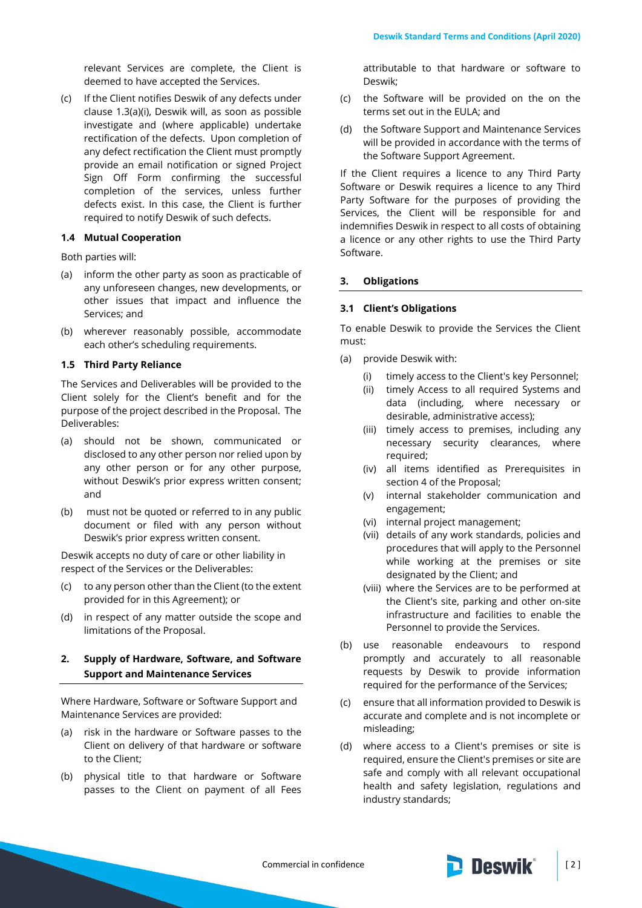relevant Services are complete, the Client is deemed to have accepted the Services.

(c) If the Client notifies Deswik of any defects under clause 1.3(a)(i), Deswik will, as soon as possible investigate and (where applicable) undertake rectification of the defects. Upon completion of any defect rectification the Client must promptly provide an email notification or signed Project Sign Off Form confirming the successful completion of the services, unless further defects exist. In this case, the Client is further required to notify Deswik of such defects.

### 1.4 Mutual Cooperation

Both parties will:

(a) inform the other party as soon as practicable of any unforeseen changes, new developments, or other issues that impact and influence the Services; and

(b) wherever reasonably possible, accommodate each other's scheduling requirements.

### 1.5 Third Party Reliance

The Services and Deliverables will be provided to the Client solely for the Client's benefit and for the purpose of the project described in the Proposal. The Deliverables:

(a) should not be shown, communicated or disclosed to any other person nor relied upon by any other person or for any other purpose, without Deswik's prior express written consent; and

(b) must not be quoted or referred to in any public document or filed with any person without Deswik's prior express written consent.

Deswik accepts no duty of care or other liability in respect of the Services or the Deliverables:

(c) to any person other than the Client (to the extent provided for in this Agreement); or

(d) in respect of any matter outside the scope and limitations of the Proposal.

## 2. Supply of Hardware, Software, and Software Support and Maintenance Services

Where Hardware, Software or Software Support and Maintenance Services are provided:

(a) risk in the hardware or Software passes to the Client on delivery of that hardware or software to the Client;

(b) physical title to that hardware or Software passes to the Client on payment of all Fees attributable to that hardware or software to Deswik;

(c) the Software will be provided on the on the terms set out in the EULA; and

(d) the Software Support and Maintenance Services will be provided in accordance with the terms of the Software Support Agreement.

If the Client requires a licence to any Third Party Software or Deswik requires a licence to any Third Party Software for the purposes of providing the Services, the Client will be responsible for and indemnifies Deswik in respect to all costs of obtaining a licence or any other rights to use the Third Party Software.

## 3. Obligations

### 3.1 Client's Obligations

To enable Deswik to provide the Services the Client must:

(a) provide Deswik with:

  (i) timely access to the Client's key Personnel;
  (ii) timely Access to all required Systems and data (including, where necessary or desirable, administrative access);
  (iii) timely access to premises, including any necessary security clearances, where required;
  (iv) all items identified as Prerequisites in section 4 of the Proposal;
  (v) internal stakeholder communication and engagement;
  (vi) internal project management;
  (vii) details of any work standards, policies and procedures that will apply to the Personnel while working at the premises or site designated by the Client; and
  (viii) where the Services are to be performed at the Client's site, parking and other on-site infrastructure and facilities to enable the Personnel to provide the Services.

(b) use reasonable endeavours to respond promptly and accurately to all reasonable requests by Deswik to provide information required for the performance of the Services;

(c) ensure that all information provided to Deswik is accurate and complete and is not incomplete or misleading;

(d) where access to a Client's premises or site is required, ensure the Client's premises or site are safe and comply with all relevant occupational health and safety legislation, regulations and industry standards;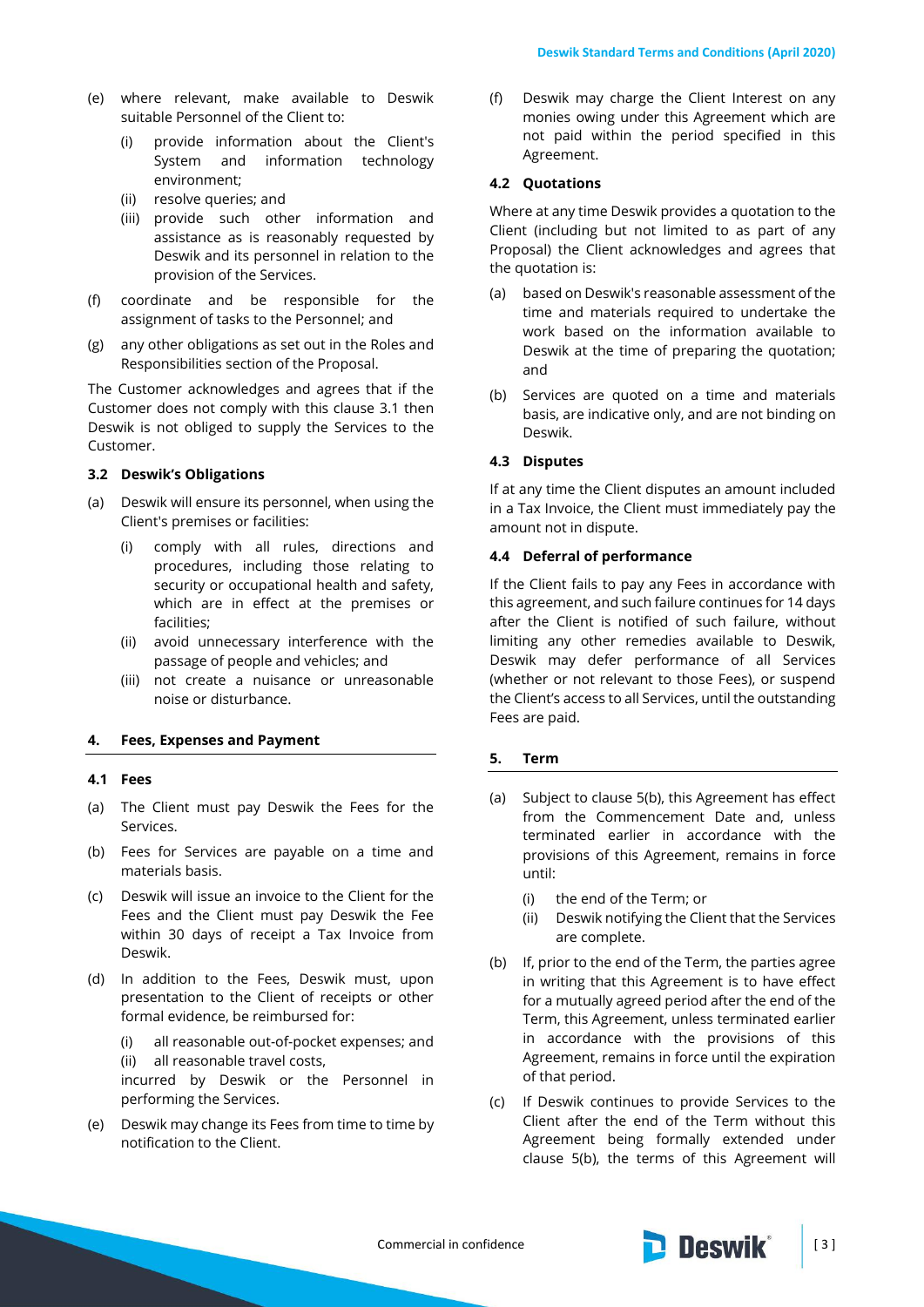(e) where relevant, make available to Deswik suitable Personnel of the Client to:

    (i) provide information about the Client's System and information technology environment;

    (ii) resolve queries; and

    (iii) provide such other information and assistance as is reasonably requested by Deswik and its personnel in relation to the provision of the Services.

(f) coordinate and be responsible for the assignment of tasks to the Personnel; and

(g) any other obligations as set out in the Roles and Responsibilities section of the Proposal.

The Customer acknowledges and agrees that if the Customer does not comply with this clause 3.1 then Deswik is not obliged to supply the Services to the Customer.

### 3.2 Deswik's Obligations

(a) Deswik will ensure its personnel, when using the Client's premises or facilities:

    (i) comply with all rules, directions and procedures, including those relating to security or occupational health and safety, which are in effect at the premises or facilities;

    (ii) avoid unnecessary interference with the passage of people and vehicles; and

    (iii) not create a nuisance or unreasonable noise or disturbance.

## 4. Fees, Expenses and Payment

### 4.1 Fees

(a) The Client must pay Deswik the Fees for the Services.

(b) Fees for Services are payable on a time and materials basis.

(c) Deswik will issue an invoice to the Client for the Fees and the Client must pay Deswik the Fee within 30 days of receipt a Tax Invoice from Deswik.

(d) In addition to the Fees, Deswik must, upon presentation to the Client of receipts or other formal evidence, be reimbursed for:

    (i) all reasonable out-of-pocket expenses; and

    (ii) all reasonable travel costs,

    incurred by Deswik or the Personnel in performing the Services.

(e) Deswik may change its Fees from time to time by notification to the Client.

(f) Deswik may charge the Client Interest on any monies owing under this Agreement which are not paid within the period specified in this Agreement.

### 4.2 Quotations

Where at any time Deswik provides a quotation to the Client (including but not limited to as part of any Proposal) the Client acknowledges and agrees that the quotation is:

(a) based on Deswik's reasonable assessment of the time and materials required to undertake the work based on the information available to Deswik at the time of preparing the quotation; and

(b) Services are quoted on a time and materials basis, are indicative only, and are not binding on Deswik.

### 4.3 Disputes

If at any time the Client disputes an amount included in a Tax Invoice, the Client must immediately pay the amount not in dispute.

### 4.4 Deferral of performance

If the Client fails to pay any Fees in accordance with this agreement, and such failure continues for 14 days after the Client is notified of such failure, without limiting any other remedies available to Deswik, Deswik may defer performance of all Services (whether or not relevant to those Fees), or suspend the Client's access to all Services, until the outstanding Fees are paid.

## 5. Term

(a) Subject to clause 5(b), this Agreement has effect from the Commencement Date and, unless terminated earlier in accordance with the provisions of this Agreement, remains in force until:

    (i) the end of the Term; or

    (ii) Deswik notifying the Client that the Services are complete.

(b) If, prior to the end of the Term, the parties agree in writing that this Agreement is to have effect for a mutually agreed period after the end of the Term, this Agreement, unless terminated earlier in accordance with the provisions of this Agreement, remains in force until the expiration of that period.

(c) If Deswik continues to provide Services to the Client after the end of the Term without this Agreement being formally extended under clause 5(b), the terms of this Agreement will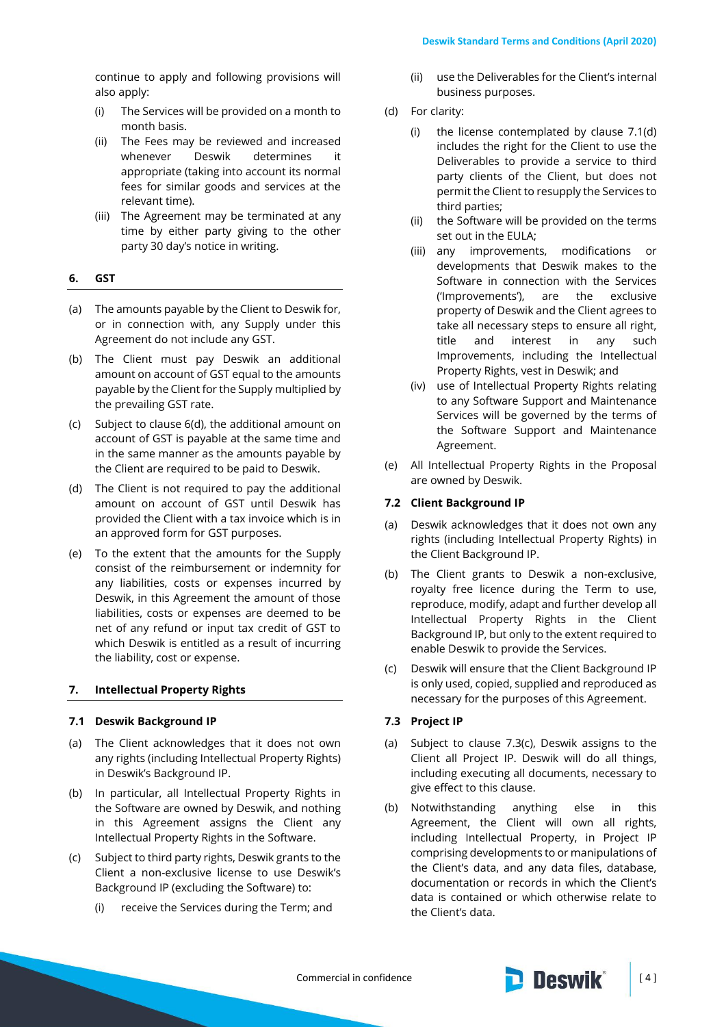continue to apply and following provisions will also apply:

- (i) The Services will be provided on a month to month basis.
- (ii) The Fees may be reviewed and increased whenever Deswik determines it appropriate (taking into account its normal fees for similar goods and services at the relevant time).
- (iii) The Agreement may be terminated at any time by either party giving to the other party 30 day's notice in writing.

## 6. GST

(a) The amounts payable by the Client to Deswik for, or in connection with, any Supply under this Agreement do not include any GST.

(b) The Client must pay Deswik an additional amount on account of GST equal to the amounts payable by the Client for the Supply multiplied by the prevailing GST rate.

(c) Subject to clause 6(d), the additional amount on account of GST is payable at the same time and in the same manner as the amounts payable by the Client are required to be paid to Deswik.

(d) The Client is not required to pay the additional amount on account of GST until Deswik has provided the Client with a tax invoice which is in an approved form for GST purposes.

(e) To the extent that the amounts for the Supply consist of the reimbursement or indemnity for any liabilities, costs or expenses incurred by Deswik, in this Agreement the amount of those liabilities, costs or expenses are deemed to be net of any refund or input tax credit of GST to which Deswik is entitled as a result of incurring the liability, cost or expense.

## 7. Intellectual Property Rights

### 7.1 Deswik Background IP

(a) The Client acknowledges that it does not own any rights (including Intellectual Property Rights) in Deswik's Background IP.

(b) In particular, all Intellectual Property Rights in the Software are owned by Deswik, and nothing in this Agreement assigns the Client any Intellectual Property Rights in the Software.

(c) Subject to third party rights, Deswik grants to the Client a non-exclusive license to use Deswik's Background IP (excluding the Software) to:

- (i) receive the Services during the Term; and
- (ii) use the Deliverables for the Client's internal business purposes.

(d) For clarity:

- (i) the license contemplated by clause 7.1(d) includes the right for the Client to use the Deliverables to provide a service to third party clients of the Client, but does not permit the Client to resupply the Services to third parties;
- (ii) the Software will be provided on the terms set out in the EULA;
- (iii) any improvements, modifications or developments that Deswik makes to the Software in connection with the Services ('Improvements'), are the exclusive property of Deswik and the Client agrees to take all necessary steps to ensure all right, title and interest in any such Improvements, including the Intellectual Property Rights, vest in Deswik; and
- (iv) use of Intellectual Property Rights relating to any Software Support and Maintenance Services will be governed by the terms of the Software Support and Maintenance Agreement.

(e) All Intellectual Property Rights in the Proposal are owned by Deswik.

### 7.2 Client Background IP

(a) Deswik acknowledges that it does not own any rights (including Intellectual Property Rights) in the Client Background IP.

(b) The Client grants to Deswik a non-exclusive, royalty free licence during the Term to use, reproduce, modify, adapt and further develop all Intellectual Property Rights in the Client Background IP, but only to the extent required to enable Deswik to provide the Services.

(c) Deswik will ensure that the Client Background IP is only used, copied, supplied and reproduced as necessary for the purposes of this Agreement.

### 7.3 Project IP

(a) Subject to clause 7.3(c), Deswik assigns to the Client all Project IP. Deswik will do all things, including executing all documents, necessary to give effect to this clause.

(b) Notwithstanding anything else in this Agreement, the Client will own all rights, including Intellectual Property, in Project IP comprising developments to or manipulations of the Client's data, and any data files, database, documentation or records in which the Client's data is contained or which otherwise relate to the Client's data.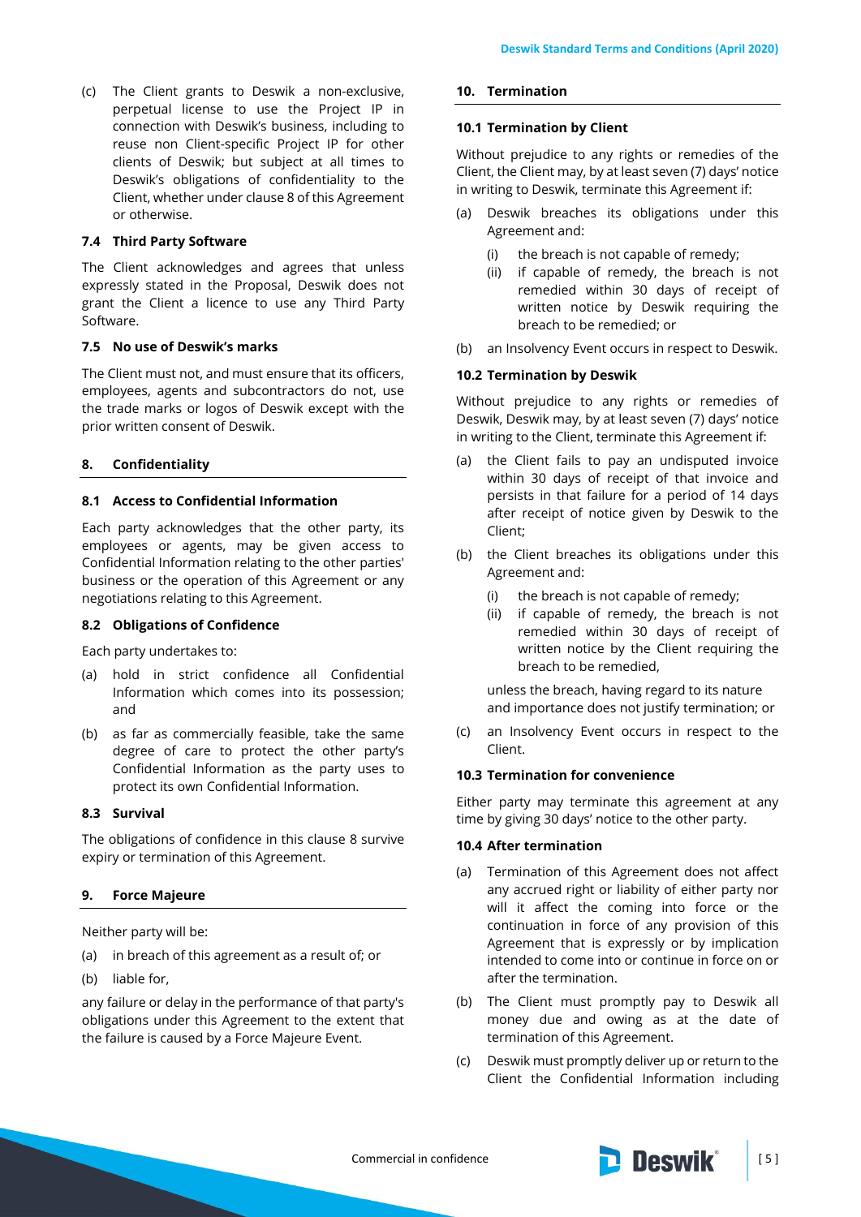(c) The Client grants to Deswik a non-exclusive, perpetual license to use the Project IP in connection with Deswik's business, including to reuse non Client-specific Project IP for other clients of Deswik; but subject at all times to Deswik's obligations of confidentiality to the Client, whether under clause 8 of this Agreement or otherwise.

### 7.4 Third Party Software

The Client acknowledges and agrees that unless expressly stated in the Proposal, Deswik does not grant the Client a licence to use any Third Party Software.

### 7.5 No use of Deswik's marks

The Client must not, and must ensure that its officers, employees, agents and subcontractors do not, use the trade marks or logos of Deswik except with the prior written consent of Deswik.

## 8. Confidentiality

### 8.1 Access to Confidential Information

Each party acknowledges that the other party, its employees or agents, may be given access to Confidential Information relating to the other parties' business or the operation of this Agreement or any negotiations relating to this Agreement.

### 8.2 Obligations of Confidence

Each party undertakes to:

(a) hold in strict confidence all Confidential Information which comes into its possession; and

(b) as far as commercially feasible, take the same degree of care to protect the other party's Confidential Information as the party uses to protect its own Confidential Information.

### 8.3 Survival

The obligations of confidence in this clause 8 survive expiry or termination of this Agreement.

## 9. Force Majeure

Neither party will be:

(a) in breach of this agreement as a result of; or

(b) liable for,

any failure or delay in the performance of that party's obligations under this Agreement to the extent that the failure is caused by a Force Majeure Event.

## 10. Termination

### 10.1 Termination by Client

Without prejudice to any rights or remedies of the Client, the Client may, by at least seven (7) days' notice in writing to Deswik, terminate this Agreement if:

(a) Deswik breaches its obligations under this Agreement and:

   (i) the breach is not capable of remedy;

   (ii) if capable of remedy, the breach is not remedied within 30 days of receipt of written notice by Deswik requiring the breach to be remedied; or

(b) an Insolvency Event occurs in respect to Deswik.

### 10.2 Termination by Deswik

Without prejudice to any rights or remedies of Deswik, Deswik may, by at least seven (7) days' notice in writing to the Client, terminate this Agreement if:

(a) the Client fails to pay an undisputed invoice within 30 days of receipt of that invoice and persists in that failure for a period of 14 days after receipt of notice given by Deswik to the Client;

(b) the Client breaches its obligations under this Agreement and:

   (i) the breach is not capable of remedy;

   (ii) if capable of remedy, the breach is not remedied within 30 days of receipt of written notice by the Client requiring the breach to be remedied,

   unless the breach, having regard to its nature and importance does not justify termination; or

(c) an Insolvency Event occurs in respect to the Client.

### 10.3 Termination for convenience

Either party may terminate this agreement at any time by giving 30 days' notice to the other party.

### 10.4 After termination

(a) Termination of this Agreement does not affect any accrued right or liability of either party nor will it affect the coming into force or the continuation in force of any provision of this Agreement that is expressly or by implication intended to come into or continue in force on or after the termination.

(b) The Client must promptly pay to Deswik all money due and owing as at the date of termination of this Agreement.

(c) Deswik must promptly deliver up or return to the Client the Confidential Information including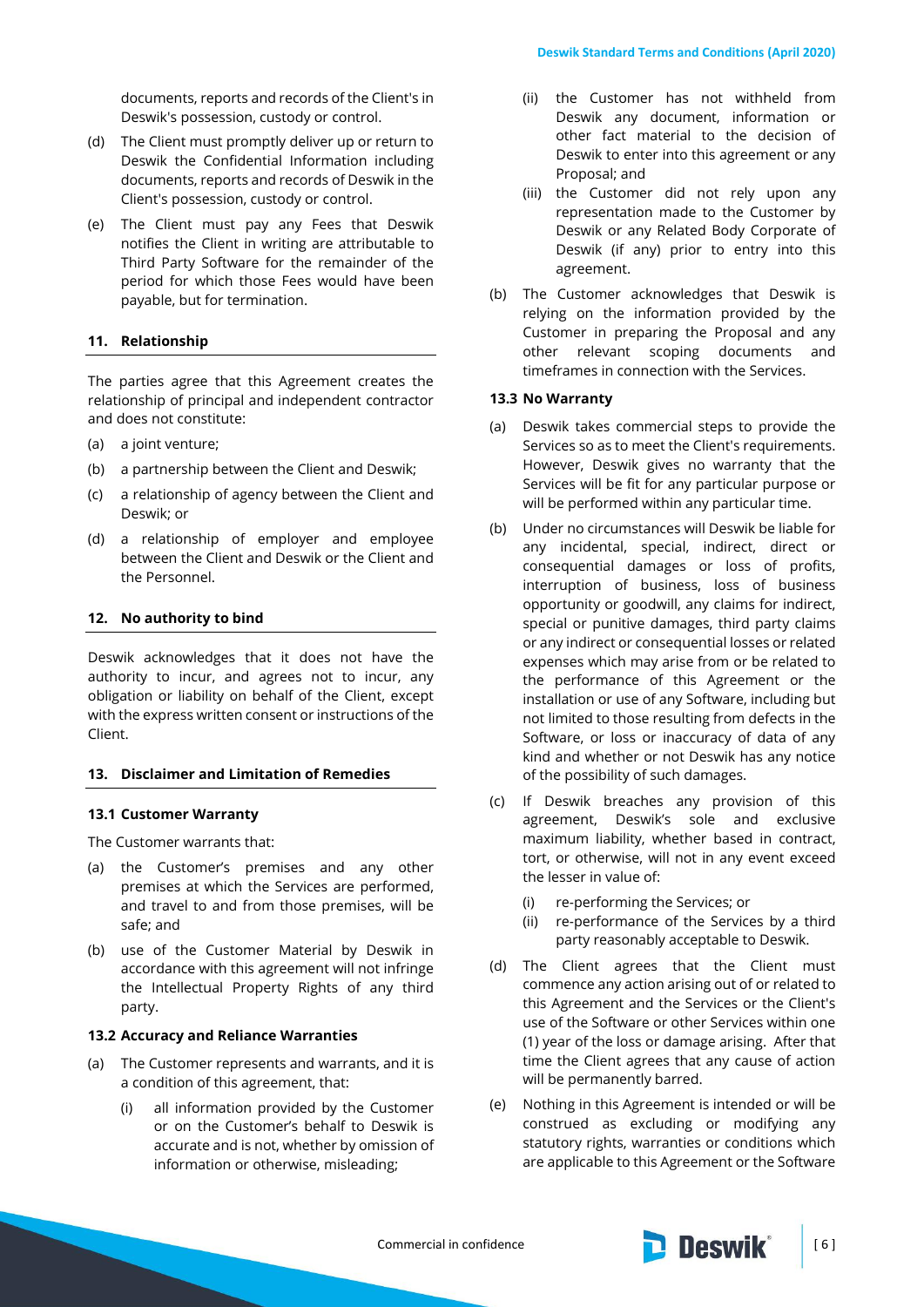documents, reports and records of the Client's in Deswik's possession, custody or control.

(d) The Client must promptly deliver up or return to Deswik the Confidential Information including documents, reports and records of Deswik in the Client's possession, custody or control.

(e) The Client must pay any Fees that Deswik notifies the Client in writing are attributable to Third Party Software for the remainder of the period for which those Fees would have been payable, but for termination.

## 11. Relationship

The parties agree that this Agreement creates the relationship of principal and independent contractor and does not constitute:

(a) a joint venture;

(b) a partnership between the Client and Deswik;

(c) a relationship of agency between the Client and Deswik; or

(d) a relationship of employer and employee between the Client and Deswik or the Client and the Personnel.

## 12. No authority to bind

Deswik acknowledges that it does not have the authority to incur, and agrees not to incur, any obligation or liability on behalf of the Client, except with the express written consent or instructions of the Client.

## 13. Disclaimer and Limitation of Remedies

### 13.1 Customer Warranty

The Customer warrants that:

(a) the Customer's premises and any other premises at which the Services are performed, and travel to and from those premises, will be safe; and

(b) use of the Customer Material by Deswik in accordance with this agreement will not infringe the Intellectual Property Rights of any third party.

### 13.2 Accuracy and Reliance Warranties

(a) The Customer represents and warrants, and it is a condition of this agreement, that:

   (i) all information provided by the Customer or on the Customer's behalf to Deswik is accurate and is not, whether by omission of information or otherwise, misleading;

   (ii) the Customer has not withheld from Deswik any document, information or other fact material to the decision of Deswik to enter into this agreement or any Proposal; and

   (iii) the Customer did not rely upon any representation made to the Customer by Deswik or any Related Body Corporate of Deswik (if any) prior to entry into this agreement.

(b) The Customer acknowledges that Deswik is relying on the information provided by the Customer in preparing the Proposal and any other relevant scoping documents and timeframes in connection with the Services.

### 13.3 No Warranty

(a) Deswik takes commercial steps to provide the Services so as to meet the Client's requirements. However, Deswik gives no warranty that the Services will be fit for any particular purpose or will be performed within any particular time.

(b) Under no circumstances will Deswik be liable for any incidental, special, indirect, direct or consequential damages or loss of profits, interruption of business, loss of business opportunity or goodwill, any claims for indirect, special or punitive damages, third party claims or any indirect or consequential losses or related expenses which may arise from or be related to the performance of this Agreement or the installation or use of any Software, including but not limited to those resulting from defects in the Software, or loss or inaccuracy of data of any kind and whether or not Deswik has any notice of the possibility of such damages.

(c) If Deswik breaches any provision of this agreement, Deswik's sole and exclusive maximum liability, whether based in contract, tort, or otherwise, will not in any event exceed the lesser in value of:

   (i) re-performing the Services; or

   (ii) re-performance of the Services by a third party reasonably acceptable to Deswik.

(d) The Client agrees that the Client must commence any action arising out of or related to this Agreement and the Services or the Client's use of the Software or other Services within one (1) year of the loss or damage arising. After that time the Client agrees that any cause of action will be permanently barred.

(e) Nothing in this Agreement is intended or will be construed as excluding or modifying any statutory rights, warranties or conditions which are applicable to this Agreement or the Software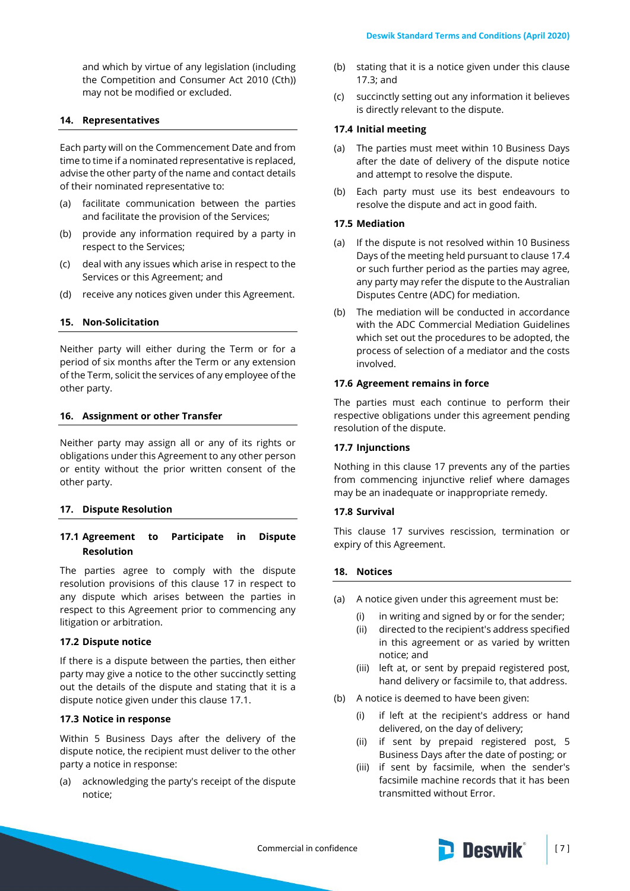and which by virtue of any legislation (including the Competition and Consumer Act 2010 (Cth)) may not be modified or excluded.

## 14. Representatives

Each party will on the Commencement Date and from time to time if a nominated representative is replaced, advise the other party of the name and contact details of their nominated representative to:

(a) facilitate communication between the parties and facilitate the provision of the Services;

(b) provide any information required by a party in respect to the Services;

(c) deal with any issues which arise in respect to the Services or this Agreement; and

(d) receive any notices given under this Agreement.

## 15. Non-Solicitation

Neither party will either during the Term or for a period of six months after the Term or any extension of the Term, solicit the services of any employee of the other party.

## 16. Assignment or other Transfer

Neither party may assign all or any of its rights or obligations under this Agreement to any other person or entity without the prior written consent of the other party.

## 17. Dispute Resolution

### 17.1 Agreement to Participate in Dispute Resolution

The parties agree to comply with the dispute resolution provisions of this clause 17 in respect to any dispute which arises between the parties in respect to this Agreement prior to commencing any litigation or arbitration.

### 17.2 Dispute notice

If there is a dispute between the parties, then either party may give a notice to the other succinctly setting out the details of the dispute and stating that it is a dispute notice given under this clause 17.1.

### 17.3 Notice in response

Within 5 Business Days after the delivery of the dispute notice, the recipient must deliver to the other party a notice in response:

(a) acknowledging the party's receipt of the dispute notice;

(b) stating that it is a notice given under this clause 17.3; and

(c) succinctly setting out any information it believes is directly relevant to the dispute.

### 17.4 Initial meeting

(a) The parties must meet within 10 Business Days after the date of delivery of the dispute notice and attempt to resolve the dispute.

(b) Each party must use its best endeavours to resolve the dispute and act in good faith.

### 17.5 Mediation

(a) If the dispute is not resolved within 10 Business Days of the meeting held pursuant to clause 17.4 or such further period as the parties may agree, any party may refer the dispute to the Australian Disputes Centre (ADC) for mediation.

(b) The mediation will be conducted in accordance with the ADC Commercial Mediation Guidelines which set out the procedures to be adopted, the process of selection of a mediator and the costs involved.

### 17.6 Agreement remains in force

The parties must each continue to perform their respective obligations under this agreement pending resolution of the dispute.

### 17.7 Injunctions

Nothing in this clause 17 prevents any of the parties from commencing injunctive relief where damages may be an inadequate or inappropriate remedy.

### 17.8 Survival

This clause 17 survives rescission, termination or expiry of this Agreement.

## 18. Notices

(a) A notice given under this agreement must be:

   (i) in writing and signed by or for the sender;

   (ii) directed to the recipient's address specified in this agreement or as varied by written notice; and

   (iii) left at, or sent by prepaid registered post, hand delivery or facsimile to, that address.

(b) A notice is deemed to have been given:

   (i) if left at the recipient's address or hand delivered, on the day of delivery;

   (ii) if sent by prepaid registered post, 5 Business Days after the date of posting; or

   (iii) if sent by facsimile, when the sender's facsimile machine records that it has been transmitted without Error.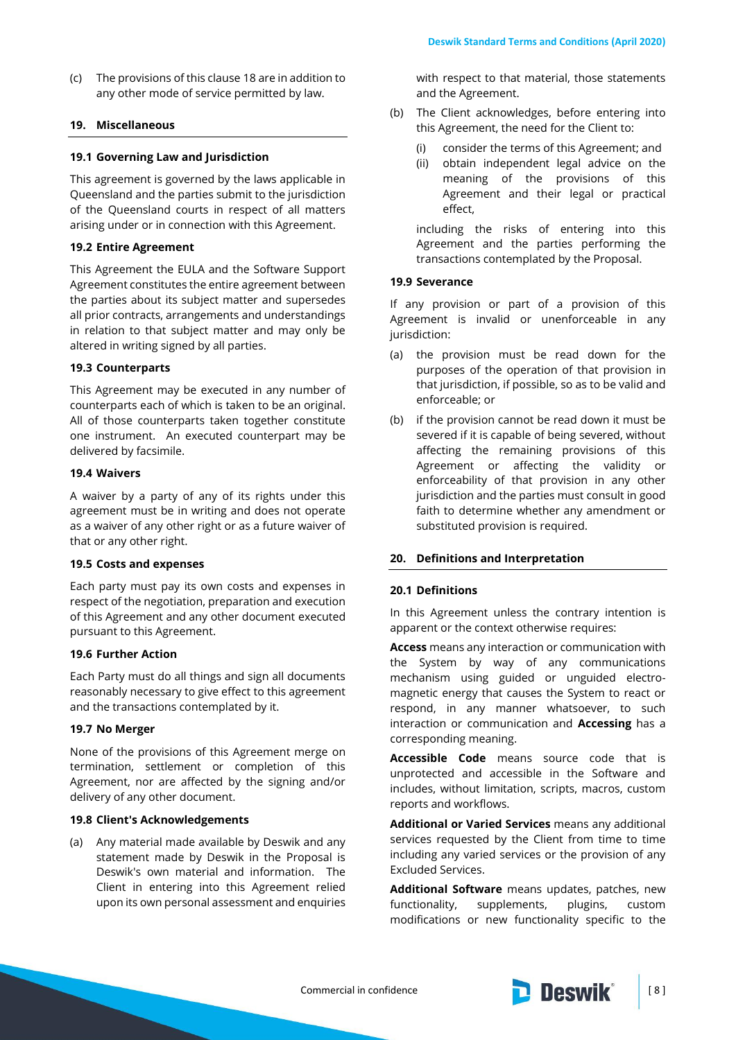(c) The provisions of this clause 18 are in addition to any other mode of service permitted by law.

## 19. Miscellaneous

### 19.1 Governing Law and Jurisdiction

This agreement is governed by the laws applicable in Queensland and the parties submit to the jurisdiction of the Queensland courts in respect of all matters arising under or in connection with this Agreement.

### 19.2 Entire Agreement

This Agreement the EULA and the Software Support Agreement constitutes the entire agreement between the parties about its subject matter and supersedes all prior contracts, arrangements and understandings in relation to that subject matter and may only be altered in writing signed by all parties.

### 19.3 Counterparts

This Agreement may be executed in any number of counterparts each of which is taken to be an original. All of those counterparts taken together constitute one instrument. An executed counterpart may be delivered by facsimile.

### 19.4 Waivers

A waiver by a party of any of its rights under this agreement must be in writing and does not operate as a waiver of any other right or as a future waiver of that or any other right.

### 19.5 Costs and expenses

Each party must pay its own costs and expenses in respect of the negotiation, preparation and execution of this Agreement and any other document executed pursuant to this Agreement.

### 19.6 Further Action

Each Party must do all things and sign all documents reasonably necessary to give effect to this agreement and the transactions contemplated by it.

### 19.7 No Merger

None of the provisions of this Agreement merge on termination, settlement or completion of this Agreement, nor are affected by the signing and/or delivery of any other document.

### 19.8 Client's Acknowledgements

(a) Any material made available by Deswik and any statement made by Deswik in the Proposal is Deswik's own material and information. The Client in entering into this Agreement relied upon its own personal assessment and enquiries with respect to that material, those statements and the Agreement.

(b) The Client acknowledges, before entering into this Agreement, the need for the Client to:

(i) consider the terms of this Agreement; and

(ii) obtain independent legal advice on the meaning of the provisions of this Agreement and their legal or practical effect,

including the risks of entering into this Agreement and the parties performing the transactions contemplated by the Proposal.

### 19.9 Severance

If any provision or part of a provision of this Agreement is invalid or unenforceable in any jurisdiction:

(a) the provision must be read down for the purposes of the operation of that provision in that jurisdiction, if possible, so as to be valid and enforceable; or

(b) if the provision cannot be read down it must be severed if it is capable of being severed, without affecting the remaining provisions of this Agreement or affecting the validity or enforceability of that provision in any other jurisdiction and the parties must consult in good faith to determine whether any amendment or substituted provision is required.

## 20. Definitions and Interpretation

### 20.1 Definitions

In this Agreement unless the contrary intention is apparent or the context otherwise requires:

**Access** means any interaction or communication with the System by way of any communications mechanism using guided or unguided electro-magnetic energy that causes the System to react or respond, in any manner whatsoever, to such interaction or communication and **Accessing** has a corresponding meaning.

**Accessible Code** means source code that is unprotected and accessible in the Software and includes, without limitation, scripts, macros, custom reports and workflows.

**Additional or Varied Services** means any additional services requested by the Client from time to time including any varied services or the provision of any Excluded Services.

**Additional Software** means updates, patches, new functionality, supplements, plugins, custom modifications or new functionality specific to the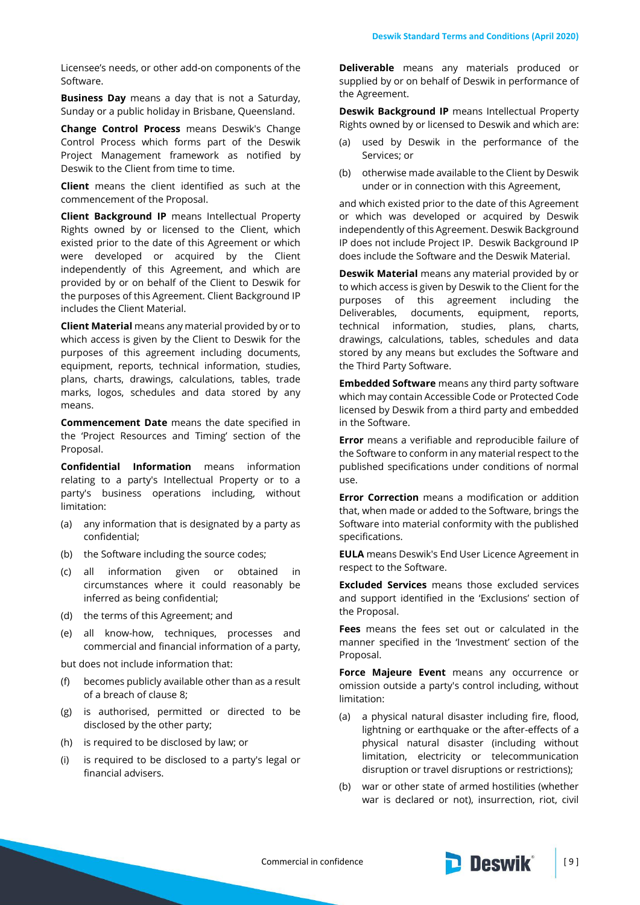Licensee's needs, or other add-on components of the Software.

**Business Day** means a day that is not a Saturday, Sunday or a public holiday in Brisbane, Queensland.

**Change Control Process** means Deswik's Change Control Process which forms part of the Deswik Project Management framework as notified by Deswik to the Client from time to time.

**Client** means the client identified as such at the commencement of the Proposal.

**Client Background IP** means Intellectual Property Rights owned by or licensed to the Client, which existed prior to the date of this Agreement or which were developed or acquired by the Client independently of this Agreement, and which are provided by or on behalf of the Client to Deswik for the purposes of this Agreement. Client Background IP includes the Client Material.

**Client Material** means any material provided by or to which access is given by the Client to Deswik for the purposes of this agreement including documents, equipment, reports, technical information, studies, plans, charts, drawings, calculations, tables, trade marks, logos, schedules and data stored by any means.

**Commencement Date** means the date specified in the 'Project Resources and Timing' section of the Proposal.

**Confidential Information** means information relating to a party's Intellectual Property or to a party's business operations including, without limitation:

(a) any information that is designated by a party as confidential;

(b) the Software including the source codes;

(c) all information given or obtained in circumstances where it could reasonably be inferred as being confidential;

(d) the terms of this Agreement; and

(e) all know-how, techniques, processes and commercial and financial information of a party,

but does not include information that:

(f) becomes publicly available other than as a result of a breach of clause 8;

(g) is authorised, permitted or directed to be disclosed by the other party;

(h) is required to be disclosed by law; or

(i) is required to be disclosed to a party's legal or financial advisers.

**Deliverable** means any materials produced or supplied by or on behalf of Deswik in performance of the Agreement.

**Deswik Background IP** means Intellectual Property Rights owned by or licensed to Deswik and which are:

(a) used by Deswik in the performance of the Services; or

(b) otherwise made available to the Client by Deswik under or in connection with this Agreement,

and which existed prior to the date of this Agreement or which was developed or acquired by Deswik independently of this Agreement. Deswik Background IP does not include Project IP. Deswik Background IP does include the Software and the Deswik Material.

**Deswik Material** means any material provided by or to which access is given by Deswik to the Client for the purposes of this agreement including the Deliverables, documents, equipment, reports, technical information, studies, plans, charts, drawings, calculations, tables, schedules and data stored by any means but excludes the Software and the Third Party Software.

**Embedded Software** means any third party software which may contain Accessible Code or Protected Code licensed by Deswik from a third party and embedded in the Software.

**Error** means a verifiable and reproducible failure of the Software to conform in any material respect to the published specifications under conditions of normal use.

**Error Correction** means a modification or addition that, when made or added to the Software, brings the Software into material conformity with the published specifications.

**EULA** means Deswik's End User Licence Agreement in respect to the Software.

**Excluded Services** means those excluded services and support identified in the 'Exclusions' section of the Proposal.

**Fees** means the fees set out or calculated in the manner specified in the 'Investment' section of the Proposal.

**Force Majeure Event** means any occurrence or omission outside a party's control including, without limitation:

(a) a physical natural disaster including fire, flood, lightning or earthquake or the after-effects of a physical natural disaster (including without limitation, electricity or telecommunication disruption or travel disruptions or restrictions);

(b) war or other state of armed hostilities (whether war is declared or not), insurrection, riot, civil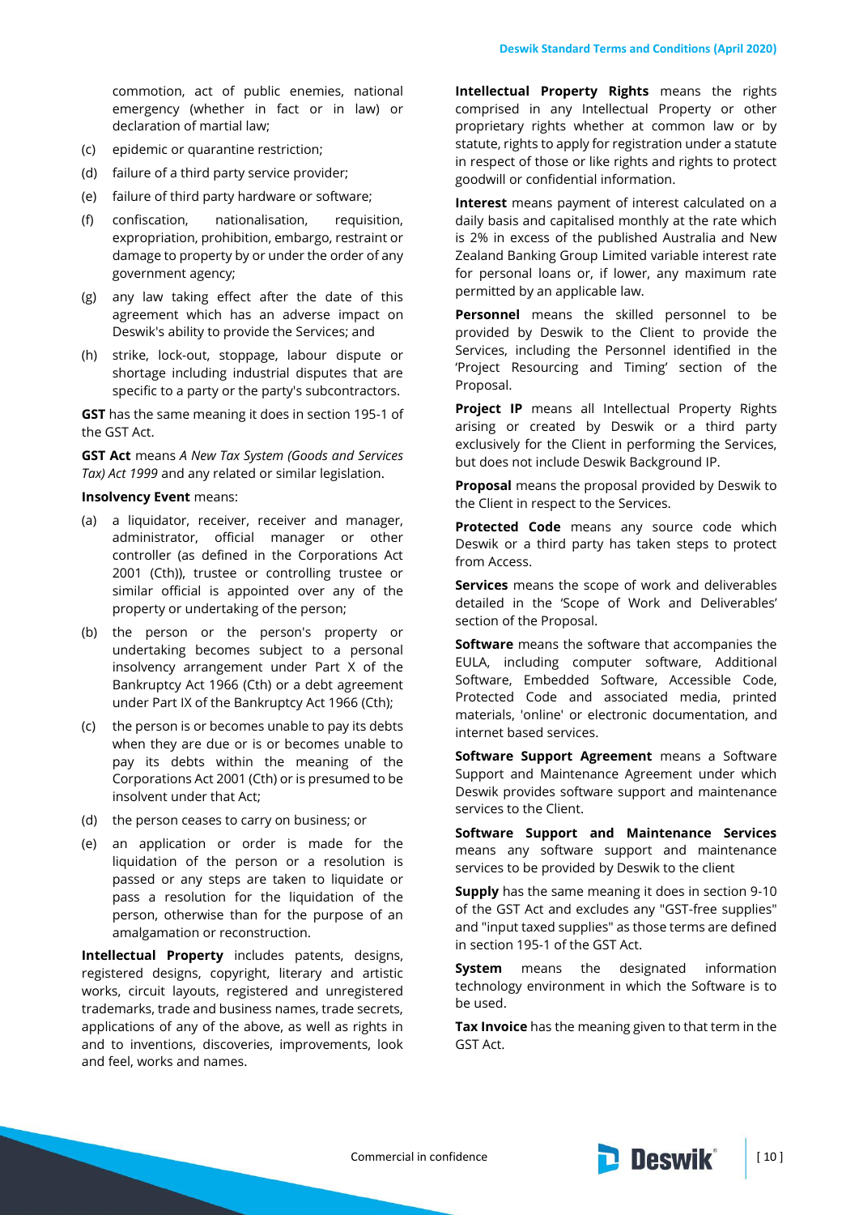commotion, act of public enemies, national emergency (whether in fact or in law) or declaration of martial law;

(c) epidemic or quarantine restriction;

(d) failure of a third party service provider;

(e) failure of third party hardware or software;

(f) confiscation, nationalisation, requisition, expropriation, prohibition, embargo, restraint or damage to property by or under the order of any government agency;

(g) any law taking effect after the date of this agreement which has an adverse impact on Deswik's ability to provide the Services; and

(h) strike, lock-out, stoppage, labour dispute or shortage including industrial disputes that are specific to a party or the party's subcontractors.

**GST** has the same meaning it does in section 195-1 of the GST Act.

**GST Act** means *A New Tax System (Goods and Services Tax) Act 1999* and any related or similar legislation.

**Insolvency Event** means:

(a) a liquidator, receiver, receiver and manager, administrator, official manager or other controller (as defined in the Corporations Act 2001 (Cth)), trustee or controlling trustee or similar official is appointed over any of the property or undertaking of the person;

(b) the person or the person's property or undertaking becomes subject to a personal insolvency arrangement under Part X of the Bankruptcy Act 1966 (Cth) or a debt agreement under Part IX of the Bankruptcy Act 1966 (Cth);

(c) the person is or becomes unable to pay its debts when they are due or is or becomes unable to pay its debts within the meaning of the Corporations Act 2001 (Cth) or is presumed to be insolvent under that Act;

(d) the person ceases to carry on business; or

(e) an application or order is made for the liquidation of the person or a resolution is passed or any steps are taken to liquidate or pass a resolution for the liquidation of the person, otherwise than for the purpose of an amalgamation or reconstruction.

**Intellectual Property** includes patents, designs, registered designs, copyright, literary and artistic works, circuit layouts, registered and unregistered trademarks, trade and business names, trade secrets, applications of any of the above, as well as rights in and to inventions, discoveries, improvements, look and feel, works and names.

**Intellectual Property Rights** means the rights comprised in any Intellectual Property or other proprietary rights whether at common law or by statute, rights to apply for registration under a statute in respect of those or like rights and rights to protect goodwill or confidential information.

**Interest** means payment of interest calculated on a daily basis and capitalised monthly at the rate which is 2% in excess of the published Australia and New Zealand Banking Group Limited variable interest rate for personal loans or, if lower, any maximum rate permitted by an applicable law.

**Personnel** means the skilled personnel to be provided by Deswik to the Client to provide the Services, including the Personnel identified in the 'Project Resourcing and Timing' section of the Proposal.

**Project IP** means all Intellectual Property Rights arising or created by Deswik or a third party exclusively for the Client in performing the Services, but does not include Deswik Background IP.

**Proposal** means the proposal provided by Deswik to the Client in respect to the Services.

**Protected Code** means any source code which Deswik or a third party has taken steps to protect from Access.

**Services** means the scope of work and deliverables detailed in the 'Scope of Work and Deliverables' section of the Proposal.

**Software** means the software that accompanies the EULA, including computer software, Additional Software, Embedded Software, Accessible Code, Protected Code and associated media, printed materials, 'online' or electronic documentation, and internet based services.

**Software Support Agreement** means a Software Support and Maintenance Agreement under which Deswik provides software support and maintenance services to the Client.

**Software Support and Maintenance Services** means any software support and maintenance services to be provided by Deswik to the client

**Supply** has the same meaning it does in section 9-10 of the GST Act and excludes any "GST-free supplies" and "input taxed supplies" as those terms are defined in section 195-1 of the GST Act.

**System** means the designated information technology environment in which the Software is to be used.

**Tax Invoice** has the meaning given to that term in the GST Act.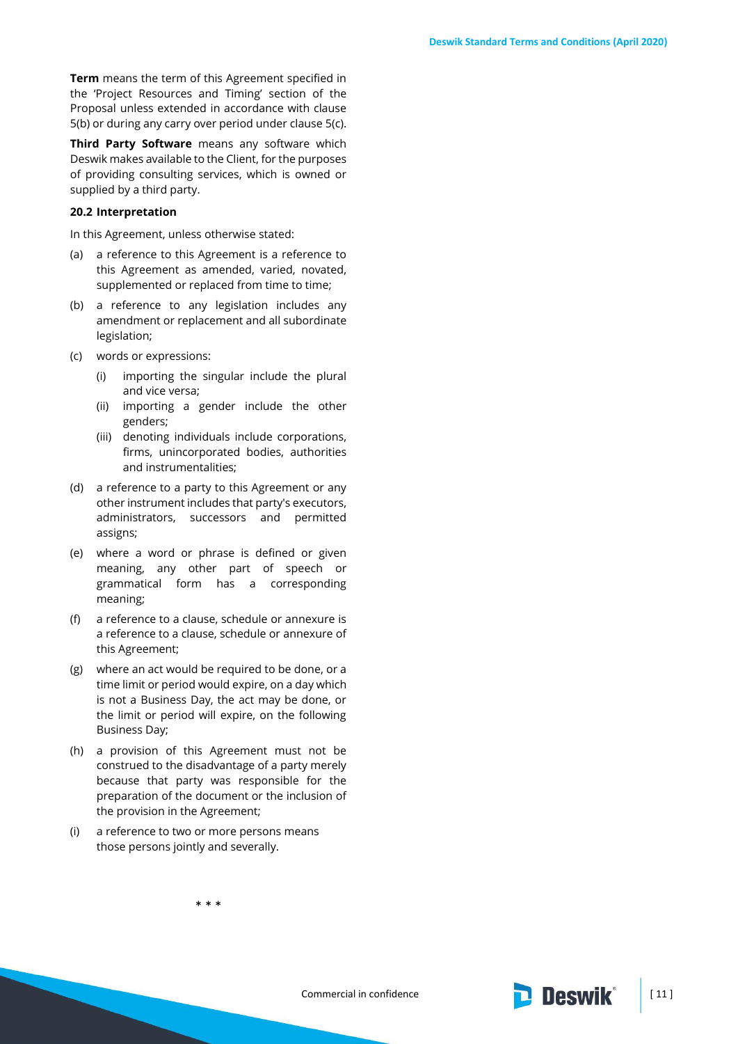**Term** means the term of this Agreement specified in the 'Project Resources and Timing' section of the Proposal unless extended in accordance with clause 5(b) or during any carry over period under clause 5(c).

**Third Party Software** means any software which Deswik makes available to the Client, for the purposes of providing consulting services, which is owned or supplied by a third party.

### 20.2 Interpretation

In this Agreement, unless otherwise stated:

(a) a reference to this Agreement is a reference to this Agreement as amended, varied, novated, supplemented or replaced from time to time;

(b) a reference to any legislation includes any amendment or replacement and all subordinate legislation;

(c) words or expressions:

   (i) importing the singular include the plural and vice versa;

   (ii) importing a gender include the other genders;

   (iii) denoting individuals include corporations, firms, unincorporated bodies, authorities and instrumentalities;

(d) a reference to a party to this Agreement or any other instrument includes that party's executors, administrators, successors and permitted assigns;

(e) where a word or phrase is defined or given meaning, any other part of speech or grammatical form has a corresponding meaning;

(f) a reference to a clause, schedule or annexure is a reference to a clause, schedule or annexure of this Agreement;

(g) where an act would be required to be done, or a time limit or period would expire, on a day which is not a Business Day, the act may be done, or the limit or period will expire, on the following Business Day;

(h) a provision of this Agreement must not be construed to the disadvantage of a party merely because that party was responsible for the preparation of the document or the inclusion of the provision in the Agreement;

(i) a reference to two or more persons means those persons jointly and severally.

\* \* \*